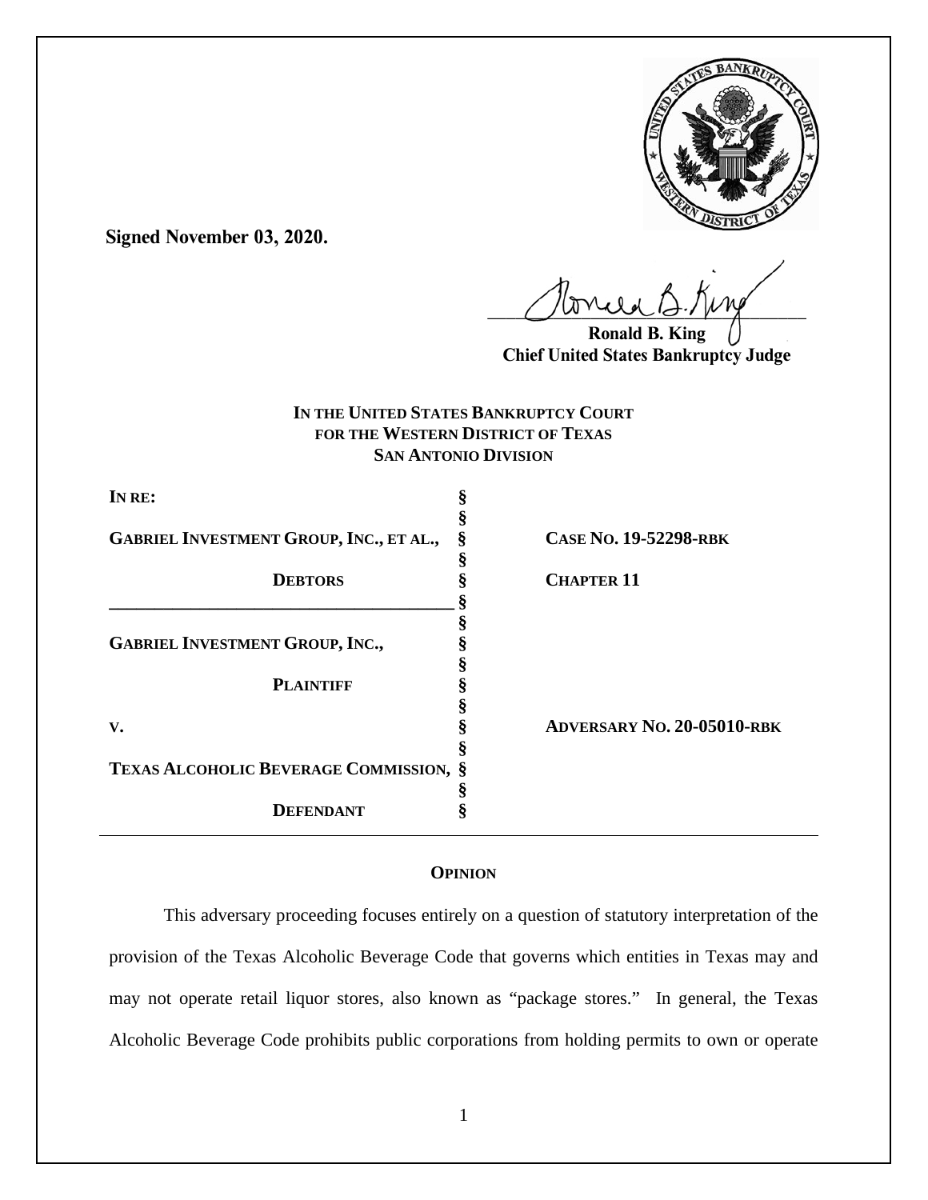**Signed November 03, 2020.**

Ronald B. King
Chief United States Bankruptcy Judge

**IN THE UNITED STATES BANKRUPTCY COURT**
**FOR THE WESTERN DISTRICT OF TEXAS**
**SAN ANTONIO DIVISION**

| | | |
|---|---|---|
| **IN RE:** | § | |
| | § | |
| **GABRIEL INVESTMENT GROUP, INC., ET AL.,** | § | **CASE NO. 19-52298-RBK** |
| | § | |
| **DEBTORS** | § | **CHAPTER 11** |
| | § | |
| | § | |
| **GABRIEL INVESTMENT GROUP, INC.,** | § | |
| | § | |
| **PLAINTIFF** | § | |
| | § | |
| **V.** | § | **ADVERSARY NO. 20-05010-RBK** |
| | § | |
| **TEXAS ALCOHOLIC BEVERAGE COMMISSION,** | § | |
| | § | |
| **DEFENDANT** | § | |

## OPINION

This adversary proceeding focuses entirely on a question of statutory interpretation of the provision of the Texas Alcoholic Beverage Code that governs which entities in Texas may and may not operate retail liquor stores, also known as "package stores." In general, the Texas Alcoholic Beverage Code prohibits public corporations from holding permits to own or operate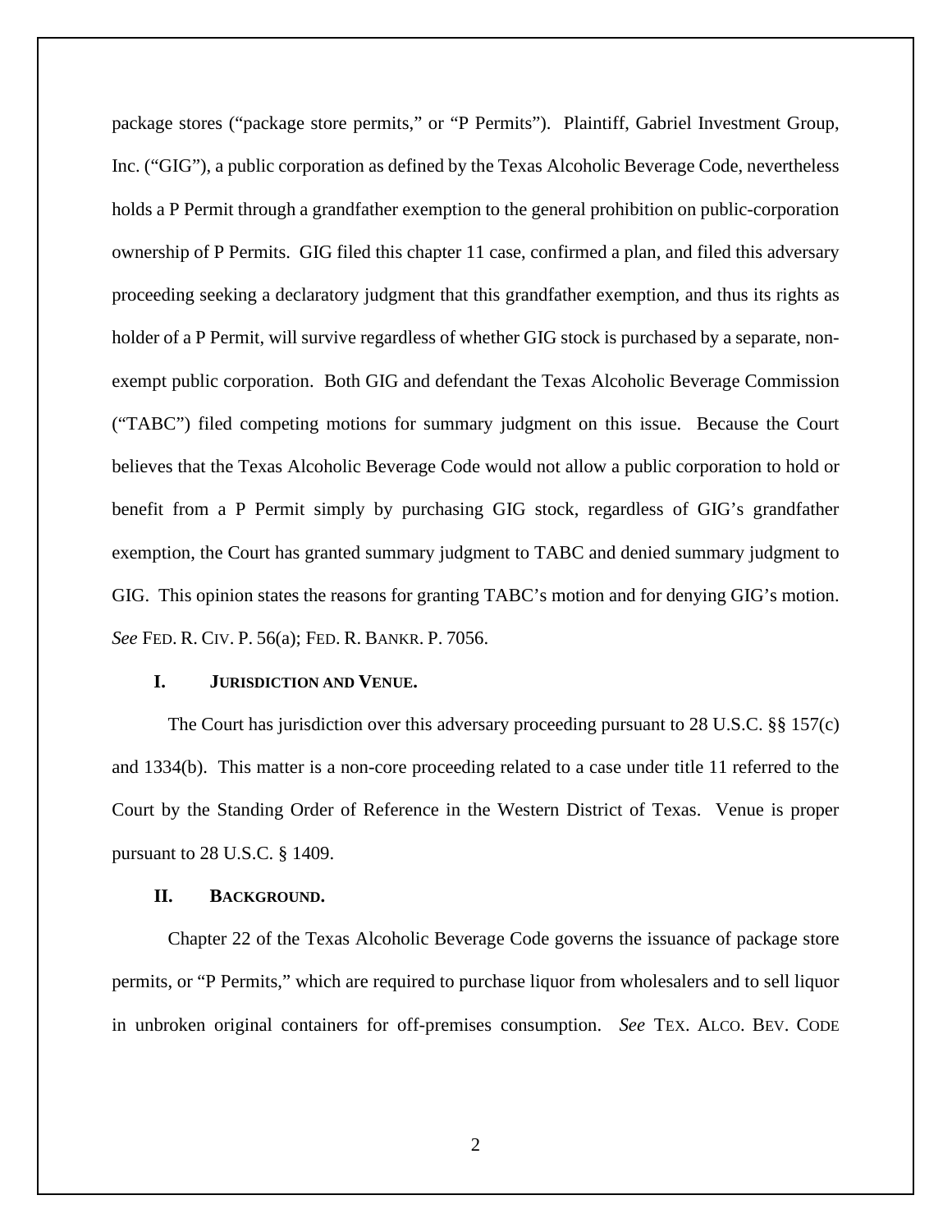package stores ("package store permits," or "P Permits"). Plaintiff, Gabriel Investment Group, Inc. ("GIG"), a public corporation as defined by the Texas Alcoholic Beverage Code, nevertheless holds a P Permit through a grandfather exemption to the general prohibition on public-corporation ownership of P Permits. GIG filed this chapter 11 case, confirmed a plan, and filed this adversary proceeding seeking a declaratory judgment that this grandfather exemption, and thus its rights as holder of a P Permit, will survive regardless of whether GIG stock is purchased by a separate, non-exempt public corporation. Both GIG and defendant the Texas Alcoholic Beverage Commission ("TABC") filed competing motions for summary judgment on this issue. Because the Court believes that the Texas Alcoholic Beverage Code would not allow a public corporation to hold or benefit from a P Permit simply by purchasing GIG stock, regardless of GIG's grandfather exemption, the Court has granted summary judgment to TABC and denied summary judgment to GIG. This opinion states the reasons for granting TABC's motion and for denying GIG's motion. *See* FED. R. CIV. P. 56(a); FED. R. BANKR. P. 7056.

## I. JURISDICTION AND VENUE.

The Court has jurisdiction over this adversary proceeding pursuant to 28 U.S.C. §§ 157(c) and 1334(b). This matter is a non-core proceeding related to a case under title 11 referred to the Court by the Standing Order of Reference in the Western District of Texas. Venue is proper pursuant to 28 U.S.C. § 1409.

## II. BACKGROUND.

Chapter 22 of the Texas Alcoholic Beverage Code governs the issuance of package store permits, or "P Permits," which are required to purchase liquor from wholesalers and to sell liquor in unbroken original containers for off-premises consumption. *See* TEX. ALCO. BEV. CODE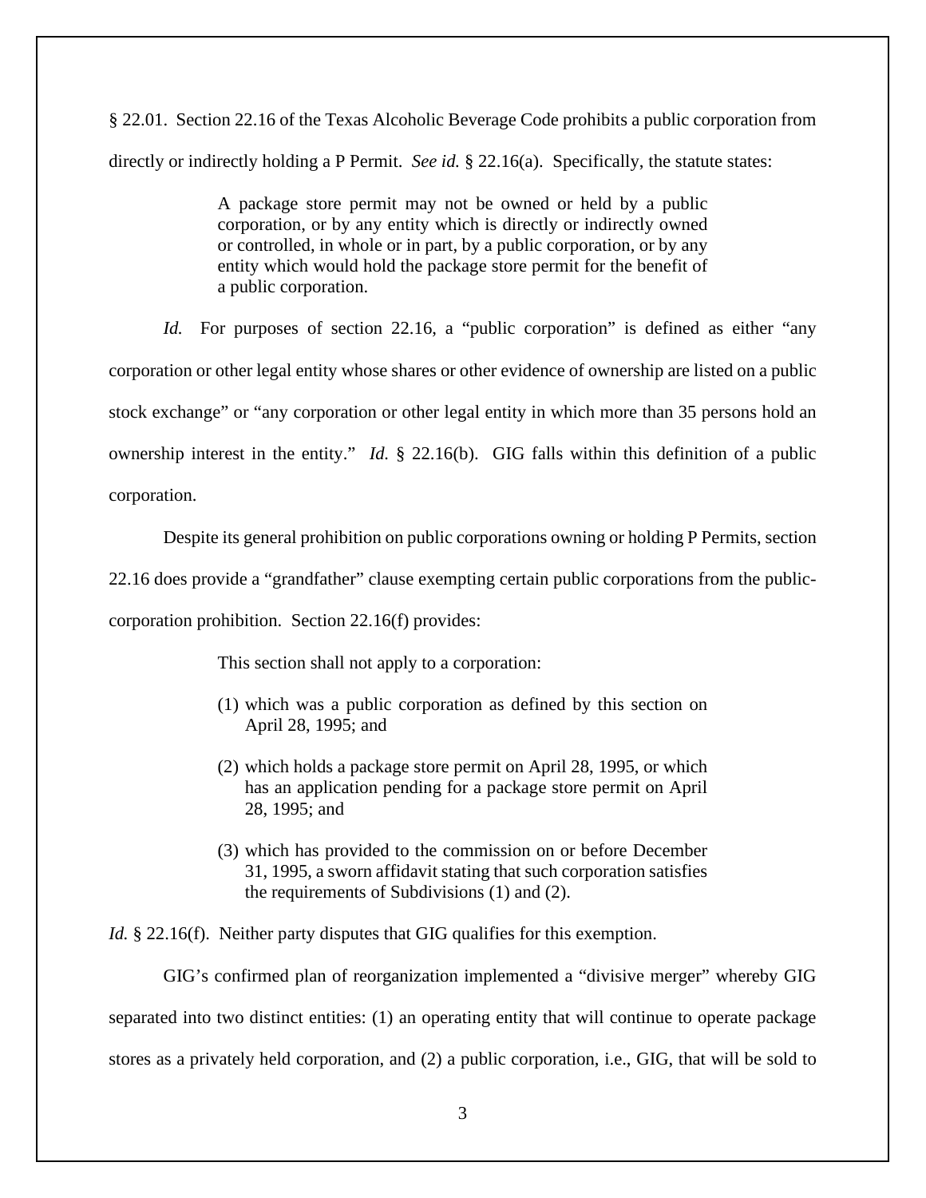§ 22.01. Section 22.16 of the Texas Alcoholic Beverage Code prohibits a public corporation from directly or indirectly holding a P Permit. *See id.* § 22.16(a). Specifically, the statute states:

> A package store permit may not be owned or held by a public corporation, or by any entity which is directly or indirectly owned or controlled, in whole or in part, by a public corporation, or by any entity which would hold the package store permit for the benefit of a public corporation.

*Id.* For purposes of section 22.16, a "public corporation" is defined as either "any corporation or other legal entity whose shares or other evidence of ownership are listed on a public stock exchange" or "any corporation or other legal entity in which more than 35 persons hold an ownership interest in the entity." *Id.* § 22.16(b). GIG falls within this definition of a public corporation.

Despite its general prohibition on public corporations owning or holding P Permits, section 22.16 does provide a "grandfather" clause exempting certain public corporations from the public-corporation prohibition. Section 22.16(f) provides:

> This section shall not apply to a corporation:
>
> (1) which was a public corporation as defined by this section on April 28, 1995; and
>
> (2) which holds a package store permit on April 28, 1995, or which has an application pending for a package store permit on April 28, 1995; and
>
> (3) which has provided to the commission on or before December 31, 1995, a sworn affidavit stating that such corporation satisfies the requirements of Subdivisions (1) and (2).

*Id.* § 22.16(f). Neither party disputes that GIG qualifies for this exemption.

GIG's confirmed plan of reorganization implemented a "divisive merger" whereby GIG separated into two distinct entities: (1) an operating entity that will continue to operate package stores as a privately held corporation, and (2) a public corporation, i.e., GIG, that will be sold to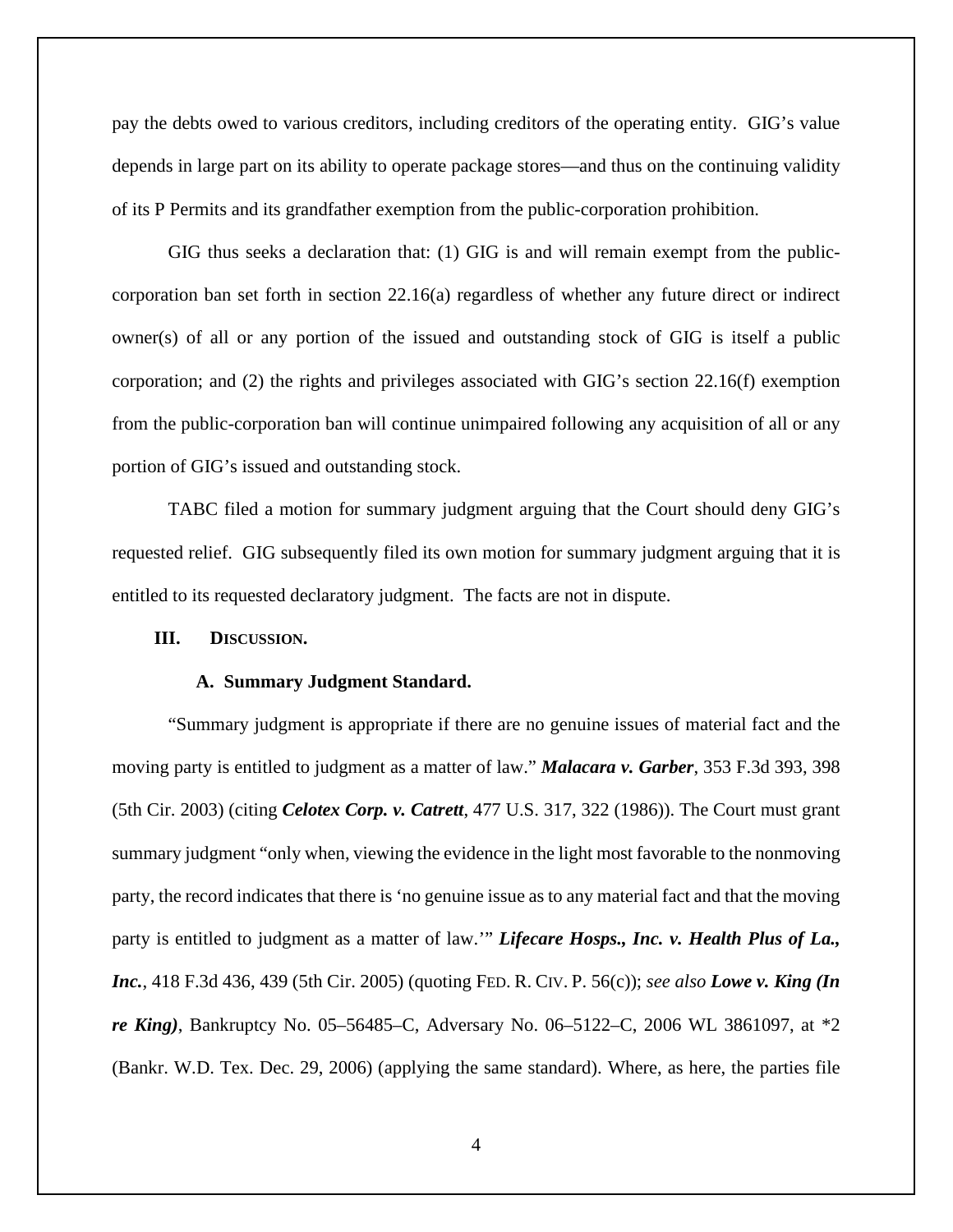pay the debts owed to various creditors, including creditors of the operating entity. GIG's value depends in large part on its ability to operate package stores—and thus on the continuing validity of its P Permits and its grandfather exemption from the public-corporation prohibition.

GIG thus seeks a declaration that: (1) GIG is and will remain exempt from the public-corporation ban set forth in section 22.16(a) regardless of whether any future direct or indirect owner(s) of all or any portion of the issued and outstanding stock of GIG is itself a public corporation; and (2) the rights and privileges associated with GIG's section 22.16(f) exemption from the public-corporation ban will continue unimpaired following any acquisition of all or any portion of GIG's issued and outstanding stock.

TABC filed a motion for summary judgment arguing that the Court should deny GIG's requested relief. GIG subsequently filed its own motion for summary judgment arguing that it is entitled to its requested declaratory judgment. The facts are not in dispute.

## III. DISCUSSION.

### A. Summary Judgment Standard.

"Summary judgment is appropriate if there are no genuine issues of material fact and the moving party is entitled to judgment as a matter of law." ***Malacara v. Garber***, 353 F.3d 393, 398 (5th Cir. 2003) (citing ***Celotex Corp. v. Catrett***, 477 U.S. 317, 322 (1986)). The Court must grant summary judgment "only when, viewing the evidence in the light most favorable to the nonmoving party, the record indicates that there is 'no genuine issue as to any material fact and that the moving party is entitled to judgment as a matter of law.'" ***Lifecare Hosps., Inc. v. Health Plus of La., Inc.***, 418 F.3d 436, 439 (5th Cir. 2005) (quoting FED. R. CIV. P. 56(c)); *see also* ***Lowe v. King (In re King)***, Bankruptcy No. 05–56485–C, Adversary No. 06–5122–C, 2006 WL 3861097, at *2 (Bankr. W.D. Tex. Dec. 29, 2006) (applying the same standard). Where, as here, the parties file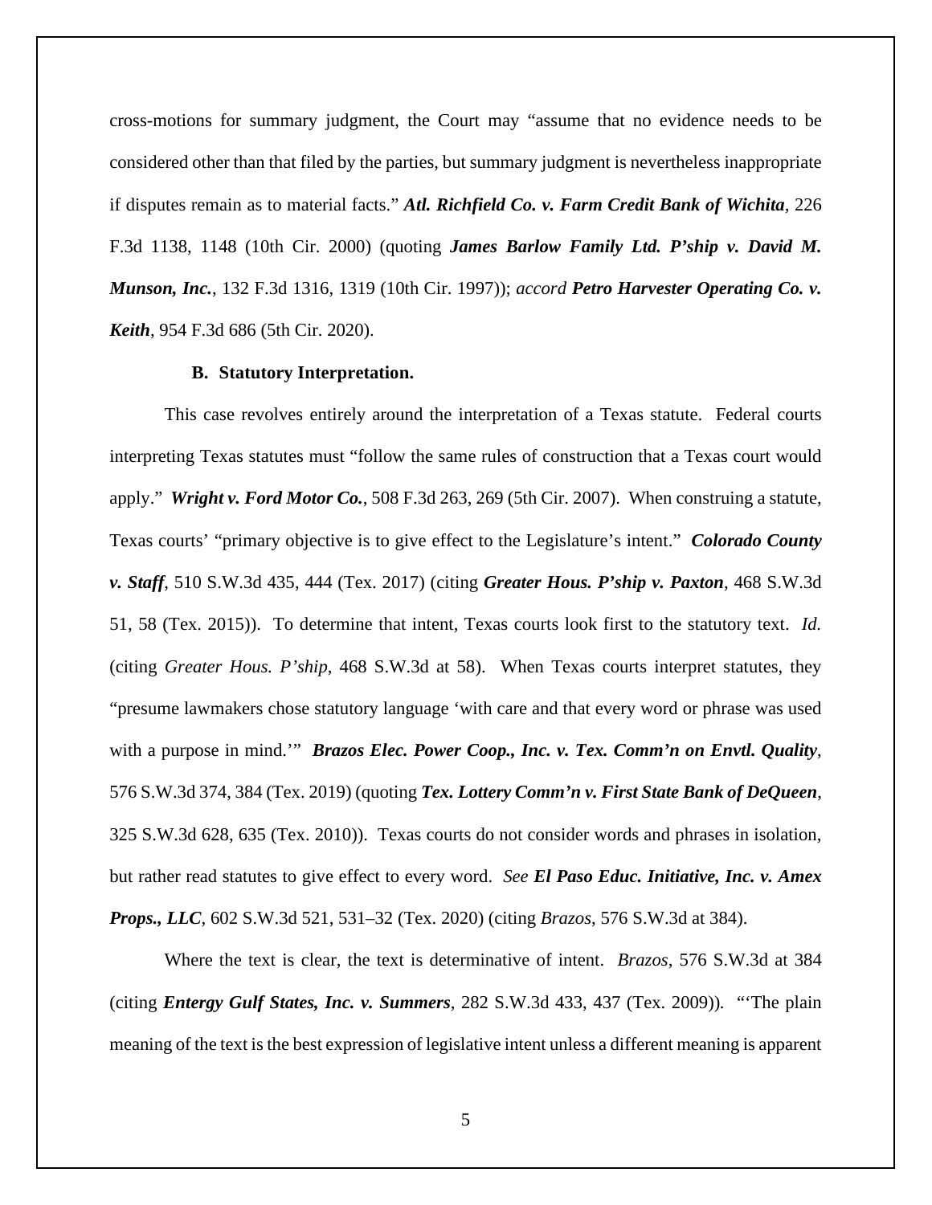cross-motions for summary judgment, the Court may "assume that no evidence needs to be considered other than that filed by the parties, but summary judgment is nevertheless inappropriate if disputes remain as to material facts." ***Atl. Richfield Co. v. Farm Credit Bank of Wichita***, 226 F.3d 1138, 1148 (10th Cir. 2000) (quoting ***James Barlow Family Ltd. P'ship v. David M. Munson, Inc.***, 132 F.3d 1316, 1319 (10th Cir. 1997)); *accord* ***Petro Harvester Operating Co. v. Keith***, 954 F.3d 686 (5th Cir. 2020).

### B. Statutory Interpretation.

This case revolves entirely around the interpretation of a Texas statute. Federal courts interpreting Texas statutes must "follow the same rules of construction that a Texas court would apply." ***Wright v. Ford Motor Co.***, 508 F.3d 263, 269 (5th Cir. 2007). When construing a statute, Texas courts' "primary objective is to give effect to the Legislature's intent." ***Colorado County v. Staff***, 510 S.W.3d 435, 444 (Tex. 2017) (citing ***Greater Hous. P'ship v. Paxton***, 468 S.W.3d 51, 58 (Tex. 2015)). To determine that intent, Texas courts look first to the statutory text. *Id.* (citing *Greater Hous. P'ship*, 468 S.W.3d at 58). When Texas courts interpret statutes, they "presume lawmakers chose statutory language 'with care and that every word or phrase was used with a purpose in mind.'" ***Brazos Elec. Power Coop., Inc. v. Tex. Comm'n on Envtl. Quality***, 576 S.W.3d 374, 384 (Tex. 2019) (quoting ***Tex. Lottery Comm'n v. First State Bank of DeQueen***, 325 S.W.3d 628, 635 (Tex. 2010)). Texas courts do not consider words and phrases in isolation, but rather read statutes to give effect to every word. *See* ***El Paso Educ. Initiative, Inc. v. Amex Props., LLC***, 602 S.W.3d 521, 531–32 (Tex. 2020) (citing *Brazos*, 576 S.W.3d at 384).

Where the text is clear, the text is determinative of intent. *Brazos*, 576 S.W.3d at 384 (citing ***Entergy Gulf States, Inc. v. Summers***, 282 S.W.3d 433, 437 (Tex. 2009)). "'The plain meaning of the text is the best expression of legislative intent unless a different meaning is apparent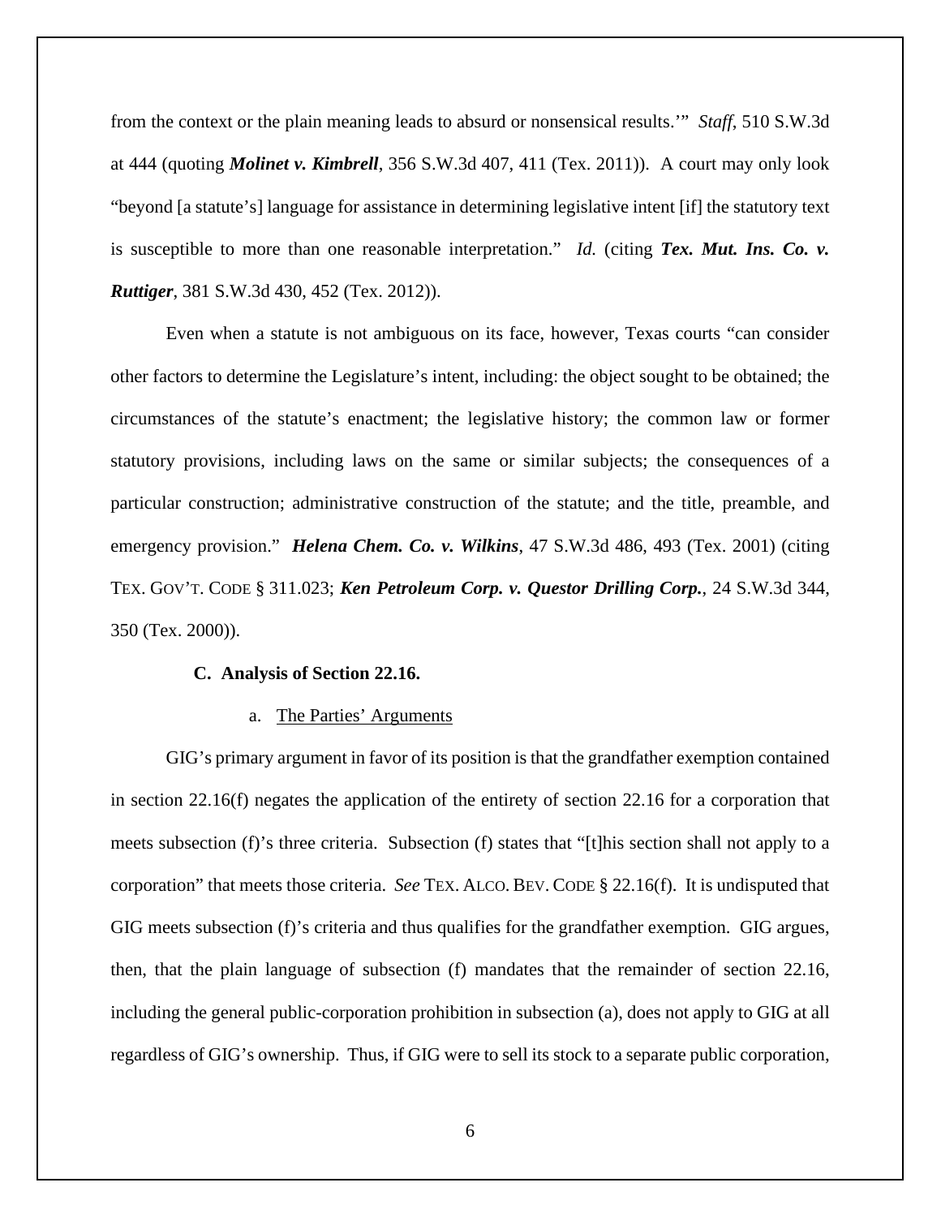from the context or the plain meaning leads to absurd or nonsensical results.'" *Staff*, 510 S.W.3d at 444 (quoting ***Molinet v. Kimbrell***, 356 S.W.3d 407, 411 (Tex. 2011)). A court may only look "beyond [a statute's] language for assistance in determining legislative intent [if] the statutory text is susceptible to more than one reasonable interpretation." *Id.* (citing ***Tex. Mut. Ins. Co. v. Ruttiger***, 381 S.W.3d 430, 452 (Tex. 2012)).

Even when a statute is not ambiguous on its face, however, Texas courts "can consider other factors to determine the Legislature's intent, including: the object sought to be obtained; the circumstances of the statute's enactment; the legislative history; the common law or former statutory provisions, including laws on the same or similar subjects; the consequences of a particular construction; administrative construction of the statute; and the title, preamble, and emergency provision." ***Helena Chem. Co. v. Wilkins***, 47 S.W.3d 486, 493 (Tex. 2001) (citing TEX. GOV'T. CODE § 311.023; ***Ken Petroleum Corp. v. Questor Drilling Corp.***, 24 S.W.3d 344, 350 (Tex. 2000)).

**C. Analysis of Section 22.16.**

a. The Parties' Arguments

GIG's primary argument in favor of its position is that the grandfather exemption contained in section 22.16(f) negates the application of the entirety of section 22.16 for a corporation that meets subsection (f)'s three criteria. Subsection (f) states that "[t]his section shall not apply to a corporation" that meets those criteria. *See* TEX. ALCO. BEV. CODE § 22.16(f). It is undisputed that GIG meets subsection (f)'s criteria and thus qualifies for the grandfather exemption. GIG argues, then, that the plain language of subsection (f) mandates that the remainder of section 22.16, including the general public-corporation prohibition in subsection (a), does not apply to GIG at all regardless of GIG's ownership. Thus, if GIG were to sell its stock to a separate public corporation,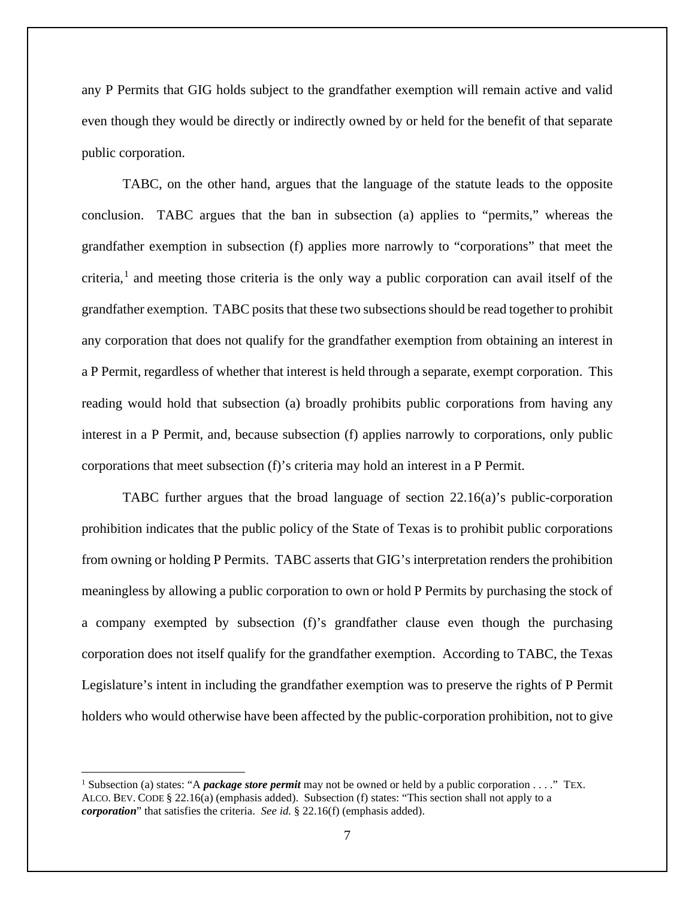any P Permits that GIG holds subject to the grandfather exemption will remain active and valid even though they would be directly or indirectly owned by or held for the benefit of that separate public corporation.

TABC, on the other hand, argues that the language of the statute leads to the opposite conclusion. TABC argues that the ban in subsection (a) applies to "permits," whereas the grandfather exemption in subsection (f) applies more narrowly to "corporations" that meet the criteria,[1] and meeting those criteria is the only way a public corporation can avail itself of the grandfather exemption. TABC posits that these two subsections should be read together to prohibit any corporation that does not qualify for the grandfather exemption from obtaining an interest in a P Permit, regardless of whether that interest is held through a separate, exempt corporation. This reading would hold that subsection (a) broadly prohibits public corporations from having any interest in a P Permit, and, because subsection (f) applies narrowly to corporations, only public corporations that meet subsection (f)'s criteria may hold an interest in a P Permit.

TABC further argues that the broad language of section 22.16(a)'s public-corporation prohibition indicates that the public policy of the State of Texas is to prohibit public corporations from owning or holding P Permits. TABC asserts that GIG's interpretation renders the prohibition meaningless by allowing a public corporation to own or hold P Permits by purchasing the stock of a company exempted by subsection (f)'s grandfather clause even though the purchasing corporation does not itself qualify for the grandfather exemption. According to TABC, the Texas Legislature's intent in including the grandfather exemption was to preserve the rights of P Permit holders who would otherwise have been affected by the public-corporation prohibition, not to give

---

[1] Subsection (a) states: "A ***package store permit*** may not be owned or held by a public corporation . . . ." TEX. ALCO. BEV. CODE § 22.16(a) (emphasis added). Subsection (f) states: "This section shall not apply to a ***corporation***" that satisfies the criteria. *See id.* § 22.16(f) (emphasis added).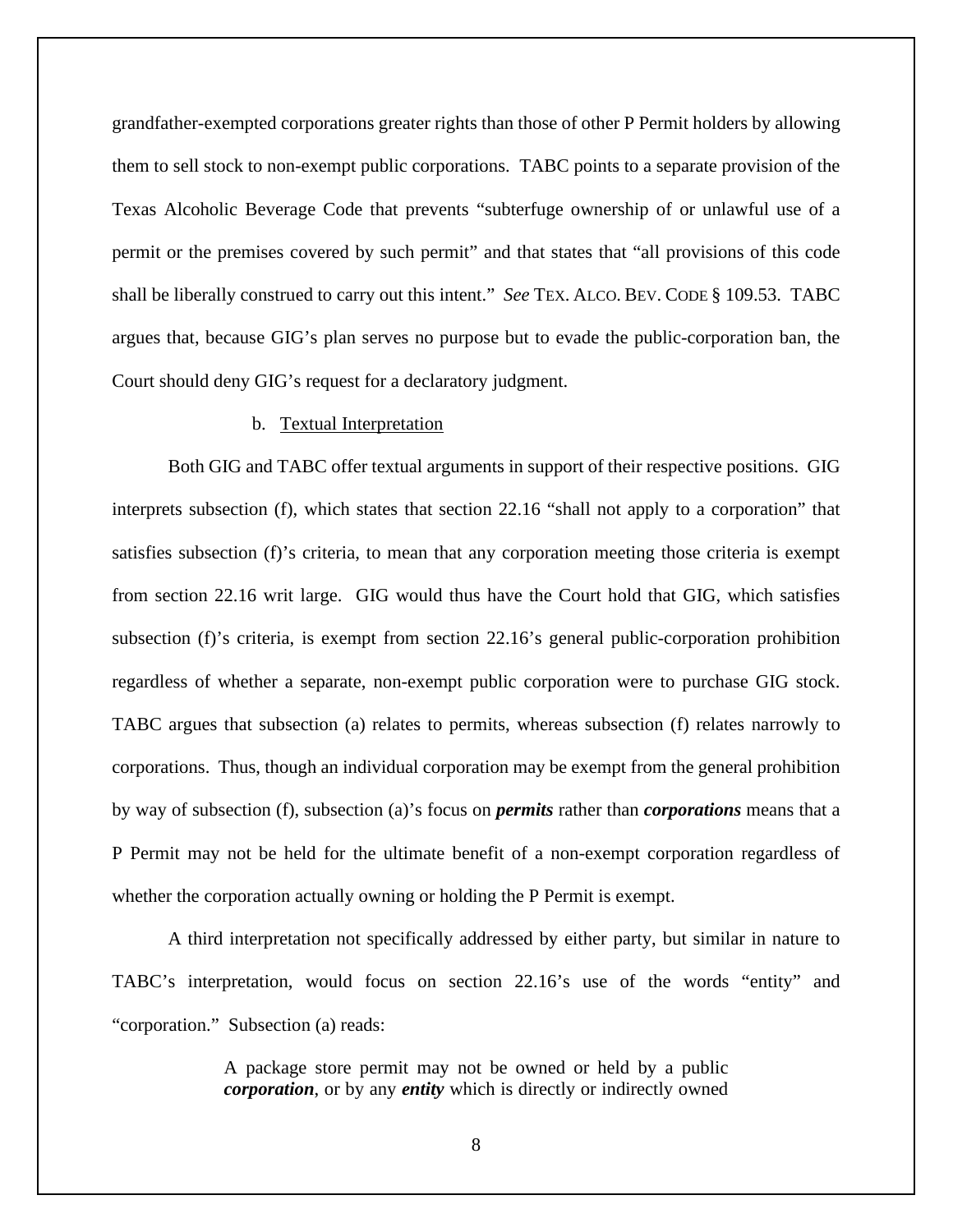grandfather-exempted corporations greater rights than those of other P Permit holders by allowing them to sell stock to non-exempt public corporations. TABC points to a separate provision of the Texas Alcoholic Beverage Code that prevents "subterfuge ownership of or unlawful use of a permit or the premises covered by such permit" and that states that "all provisions of this code shall be liberally construed to carry out this intent." *See* TEX. ALCO. BEV. CODE § 109.53. TABC argues that, because GIG's plan serves no purpose but to evade the public-corporation ban, the Court should deny GIG's request for a declaratory judgment.

b. Textual Interpretation

Both GIG and TABC offer textual arguments in support of their respective positions. GIG interprets subsection (f), which states that section 22.16 "shall not apply to a corporation" that satisfies subsection (f)'s criteria, to mean that any corporation meeting those criteria is exempt from section 22.16 writ large. GIG would thus have the Court hold that GIG, which satisfies subsection (f)'s criteria, is exempt from section 22.16's general public-corporation prohibition regardless of whether a separate, non-exempt public corporation were to purchase GIG stock. TABC argues that subsection (a) relates to permits, whereas subsection (f) relates narrowly to corporations. Thus, though an individual corporation may be exempt from the general prohibition by way of subsection (f), subsection (a)'s focus on ***permits*** rather than ***corporations*** means that a P Permit may not be held for the ultimate benefit of a non-exempt corporation regardless of whether the corporation actually owning or holding the P Permit is exempt.

A third interpretation not specifically addressed by either party, but similar in nature to TABC's interpretation, would focus on section 22.16's use of the words "entity" and "corporation." Subsection (a) reads:

> A package store permit may not be owned or held by a public ***corporation***, or by any ***entity*** which is directly or indirectly owned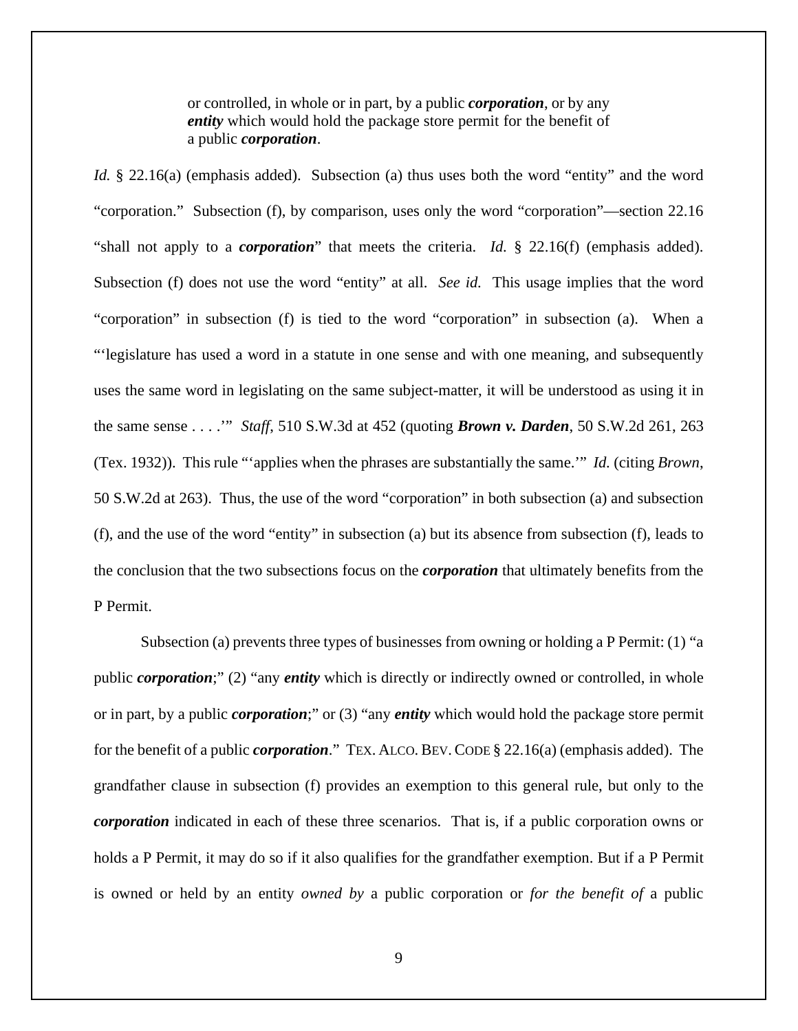> or controlled, in whole or in part, by a public ***corporation***, or by any ***entity*** which would hold the package store permit for the benefit of a public ***corporation***.

*Id.* § 22.16(a) (emphasis added). Subsection (a) thus uses both the word "entity" and the word "corporation." Subsection (f), by comparison, uses only the word "corporation"—section 22.16 "shall not apply to a ***corporation***" that meets the criteria. *Id.* § 22.16(f) (emphasis added). Subsection (f) does not use the word "entity" at all. *See id.* This usage implies that the word "corporation" in subsection (f) is tied to the word "corporation" in subsection (a). When a "'legislature has used a word in a statute in one sense and with one meaning, and subsequently uses the same word in legislating on the same subject-matter, it will be understood as using it in the same sense . . . .'" *Staff*, 510 S.W.3d at 452 (quoting ***Brown v. Darden***, 50 S.W.2d 261, 263 (Tex. 1932)). This rule "'applies when the phrases are substantially the same.'" *Id.* (citing *Brown*, 50 S.W.2d at 263). Thus, the use of the word "corporation" in both subsection (a) and subsection (f), and the use of the word "entity" in subsection (a) but its absence from subsection (f), leads to the conclusion that the two subsections focus on the ***corporation*** that ultimately benefits from the P Permit.

Subsection (a) prevents three types of businesses from owning or holding a P Permit: (1) "a public ***corporation***;" (2) "any ***entity*** which is directly or indirectly owned or controlled, in whole or in part, by a public ***corporation***;" or (3) "any ***entity*** which would hold the package store permit for the benefit of a public ***corporation***." TEX. ALCO. BEV. CODE § 22.16(a) (emphasis added). The grandfather clause in subsection (f) provides an exemption to this general rule, but only to the ***corporation*** indicated in each of these three scenarios. That is, if a public corporation owns or holds a P Permit, it may do so if it also qualifies for the grandfather exemption. But if a P Permit is owned or held by an entity *owned by* a public corporation or *for the benefit of* a public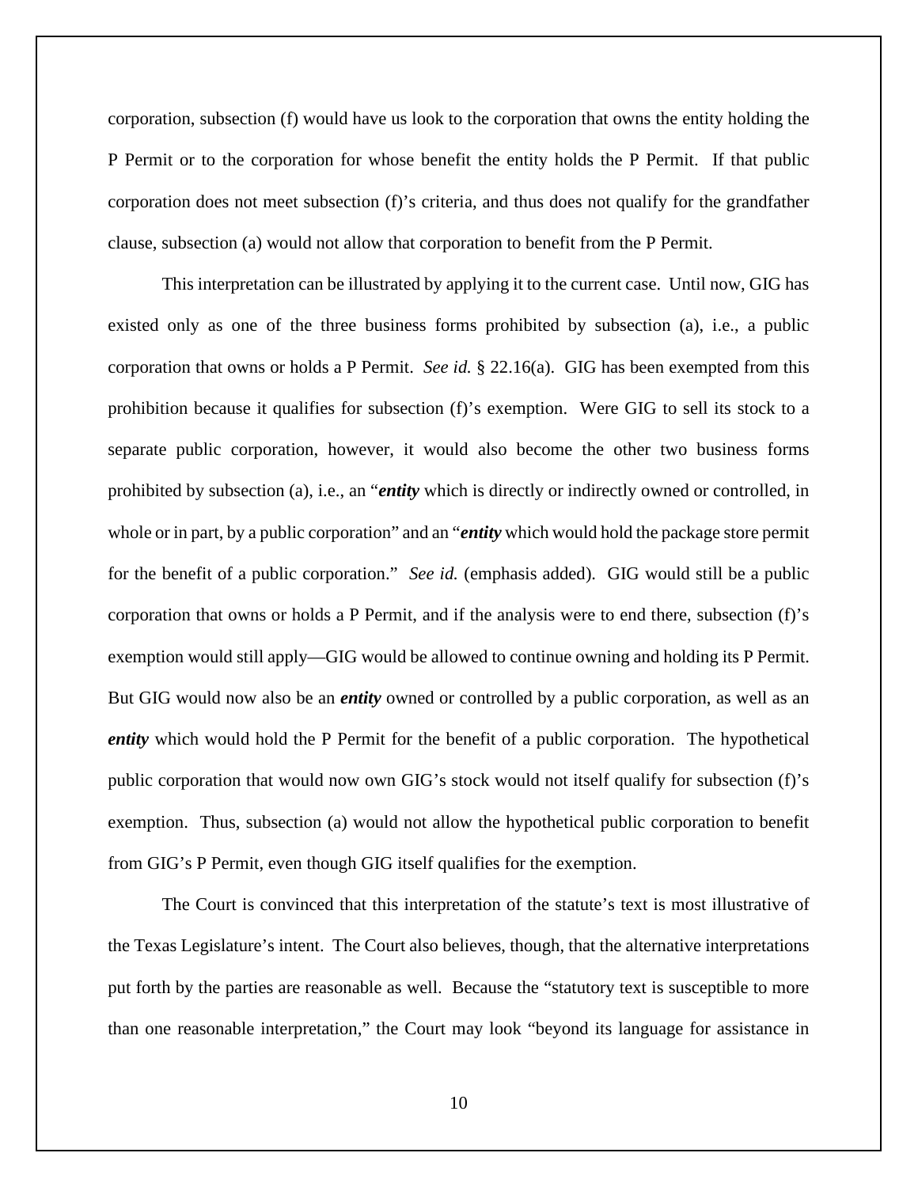corporation, subsection (f) would have us look to the corporation that owns the entity holding the P Permit or to the corporation for whose benefit the entity holds the P Permit. If that public corporation does not meet subsection (f)'s criteria, and thus does not qualify for the grandfather clause, subsection (a) would not allow that corporation to benefit from the P Permit.

This interpretation can be illustrated by applying it to the current case. Until now, GIG has existed only as one of the three business forms prohibited by subsection (a), i.e., a public corporation that owns or holds a P Permit. *See id.* § 22.16(a). GIG has been exempted from this prohibition because it qualifies for subsection (f)'s exemption. Were GIG to sell its stock to a separate public corporation, however, it would also become the other two business forms prohibited by subsection (a), i.e., an "***entity*** which is directly or indirectly owned or controlled, in whole or in part, by a public corporation" and an "***entity*** which would hold the package store permit for the benefit of a public corporation." *See id.* (emphasis added). GIG would still be a public corporation that owns or holds a P Permit, and if the analysis were to end there, subsection (f)'s exemption would still apply—GIG would be allowed to continue owning and holding its P Permit. But GIG would now also be an ***entity*** owned or controlled by a public corporation, as well as an ***entity*** which would hold the P Permit for the benefit of a public corporation. The hypothetical public corporation that would now own GIG's stock would not itself qualify for subsection (f)'s exemption. Thus, subsection (a) would not allow the hypothetical public corporation to benefit from GIG's P Permit, even though GIG itself qualifies for the exemption.

The Court is convinced that this interpretation of the statute's text is most illustrative of the Texas Legislature's intent. The Court also believes, though, that the alternative interpretations put forth by the parties are reasonable as well. Because the "statutory text is susceptible to more than one reasonable interpretation," the Court may look "beyond its language for assistance in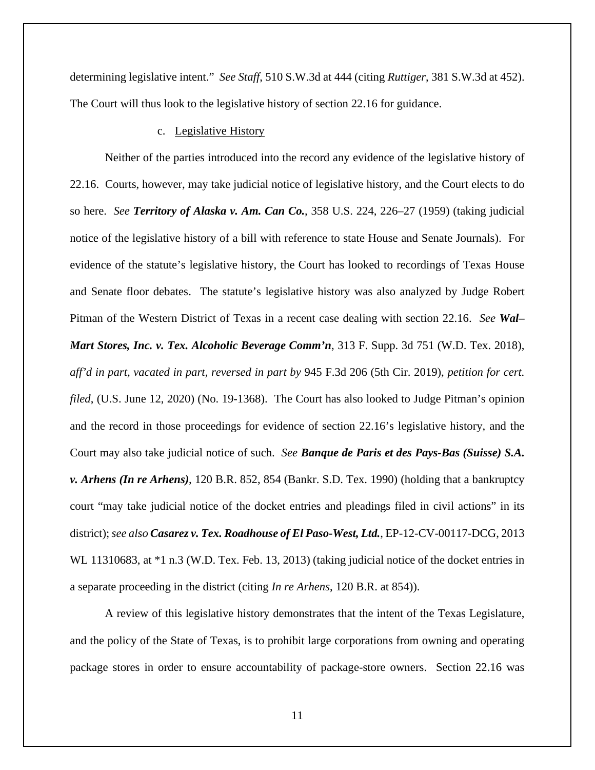determining legislative intent." *See Staff*, 510 S.W.3d at 444 (citing *Ruttiger*, 381 S.W.3d at 452). The Court will thus look to the legislative history of section 22.16 for guidance.

c. Legislative History

Neither of the parties introduced into the record any evidence of the legislative history of 22.16. Courts, however, may take judicial notice of legislative history, and the Court elects to do so here. *See* ***Territory of Alaska v. Am. Can Co.***, 358 U.S. 224, 226–27 (1959) (taking judicial notice of the legislative history of a bill with reference to state House and Senate Journals). For evidence of the statute's legislative history, the Court has looked to recordings of Texas House and Senate floor debates. The statute's legislative history was also analyzed by Judge Robert Pitman of the Western District of Texas in a recent case dealing with section 22.16. *See* ***Wal–Mart Stores, Inc. v. Tex. Alcoholic Beverage Comm'n***, 313 F. Supp. 3d 751 (W.D. Tex. 2018), *aff'd in part, vacated in part, reversed in part by* 945 F.3d 206 (5th Cir. 2019), *petition for cert. filed*, (U.S. June 12, 2020) (No. 19-1368). The Court has also looked to Judge Pitman's opinion and the record in those proceedings for evidence of section 22.16's legislative history, and the Court may also take judicial notice of such. *See* ***Banque de Paris et des Pays-Bas (Suisse) S.A. v. Arhens (In re Arhens)***, 120 B.R. 852, 854 (Bankr. S.D. Tex. 1990) (holding that a bankruptcy court "may take judicial notice of the docket entries and pleadings filed in civil actions" in its district); *see also* ***Casarez v. Tex. Roadhouse of El Paso-West, Ltd.***, EP-12-CV-00117-DCG, 2013 WL 11310683, at *1 n.3 (W.D. Tex. Feb. 13, 2013) (taking judicial notice of the docket entries in a separate proceeding in the district (citing *In re Arhens*, 120 B.R. at 854)).

A review of this legislative history demonstrates that the intent of the Texas Legislature, and the policy of the State of Texas, is to prohibit large corporations from owning and operating package stores in order to ensure accountability of package-store owners. Section 22.16 was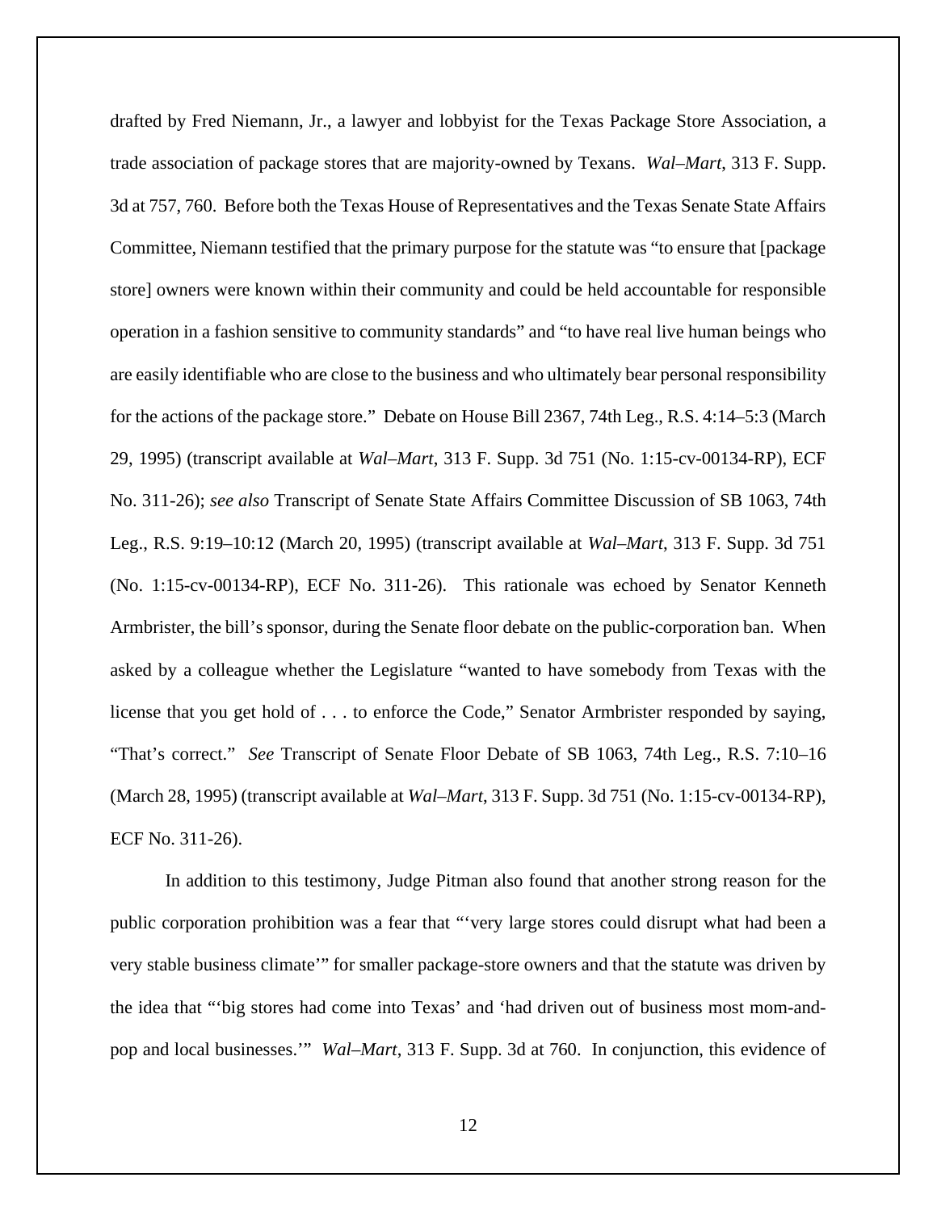drafted by Fred Niemann, Jr., a lawyer and lobbyist for the Texas Package Store Association, a trade association of package stores that are majority-owned by Texans. *Wal–Mart*, 313 F. Supp. 3d at 757, 760. Before both the Texas House of Representatives and the Texas Senate State Affairs Committee, Niemann testified that the primary purpose for the statute was "to ensure that [package store] owners were known within their community and could be held accountable for responsible operation in a fashion sensitive to community standards" and "to have real live human beings who are easily identifiable who are close to the business and who ultimately bear personal responsibility for the actions of the package store." Debate on House Bill 2367, 74th Leg., R.S. 4:14–5:3 (March 29, 1995) (transcript available at *Wal–Mart*, 313 F. Supp. 3d 751 (No. 1:15-cv-00134-RP), ECF No. 311-26); *see also* Transcript of Senate State Affairs Committee Discussion of SB 1063, 74th Leg., R.S. 9:19–10:12 (March 20, 1995) (transcript available at *Wal–Mart*, 313 F. Supp. 3d 751 (No. 1:15-cv-00134-RP), ECF No. 311-26). This rationale was echoed by Senator Kenneth Armbrister, the bill's sponsor, during the Senate floor debate on the public-corporation ban. When asked by a colleague whether the Legislature "wanted to have somebody from Texas with the license that you get hold of . . . to enforce the Code," Senator Armbrister responded by saying, "That's correct." *See* Transcript of Senate Floor Debate of SB 1063, 74th Leg., R.S. 7:10–16 (March 28, 1995) (transcript available at *Wal–Mart*, 313 F. Supp. 3d 751 (No. 1:15-cv-00134-RP), ECF No. 311-26).

In addition to this testimony, Judge Pitman also found that another strong reason for the public corporation prohibition was a fear that "'very large stores could disrupt what had been a very stable business climate'" for smaller package-store owners and that the statute was driven by the idea that "'big stores had come into Texas' and 'had driven out of business most mom-and-pop and local businesses.'" *Wal–Mart*, 313 F. Supp. 3d at 760. In conjunction, this evidence of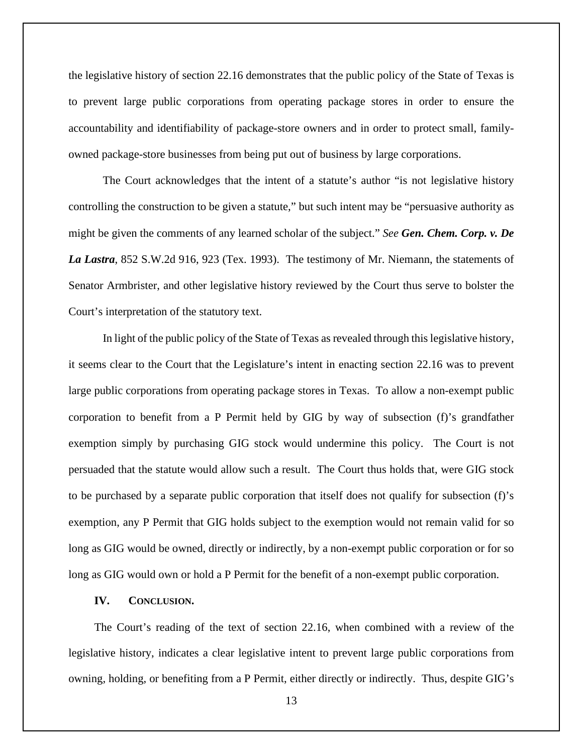the legislative history of section 22.16 demonstrates that the public policy of the State of Texas is to prevent large public corporations from operating package stores in order to ensure the accountability and identifiability of package-store owners and in order to protect small, family-owned package-store businesses from being put out of business by large corporations.

The Court acknowledges that the intent of a statute's author "is not legislative history controlling the construction to be given a statute," but such intent may be "persuasive authority as might be given the comments of any learned scholar of the subject." *See* ***Gen. Chem. Corp. v. De La Lastra***, 852 S.W.2d 916, 923 (Tex. 1993). The testimony of Mr. Niemann, the statements of Senator Armbrister, and other legislative history reviewed by the Court thus serve to bolster the Court's interpretation of the statutory text.

In light of the public policy of the State of Texas as revealed through this legislative history, it seems clear to the Court that the Legislature's intent in enacting section 22.16 was to prevent large public corporations from operating package stores in Texas. To allow a non-exempt public corporation to benefit from a P Permit held by GIG by way of subsection (f)'s grandfather exemption simply by purchasing GIG stock would undermine this policy. The Court is not persuaded that the statute would allow such a result. The Court thus holds that, were GIG stock to be purchased by a separate public corporation that itself does not qualify for subsection (f)'s exemption, any P Permit that GIG holds subject to the exemption would not remain valid for so long as GIG would be owned, directly or indirectly, by a non-exempt public corporation or for so long as GIG would own or hold a P Permit for the benefit of a non-exempt public corporation.

## IV. CONCLUSION.

The Court's reading of the text of section 22.16, when combined with a review of the legislative history, indicates a clear legislative intent to prevent large public corporations from owning, holding, or benefiting from a P Permit, either directly or indirectly. Thus, despite GIG's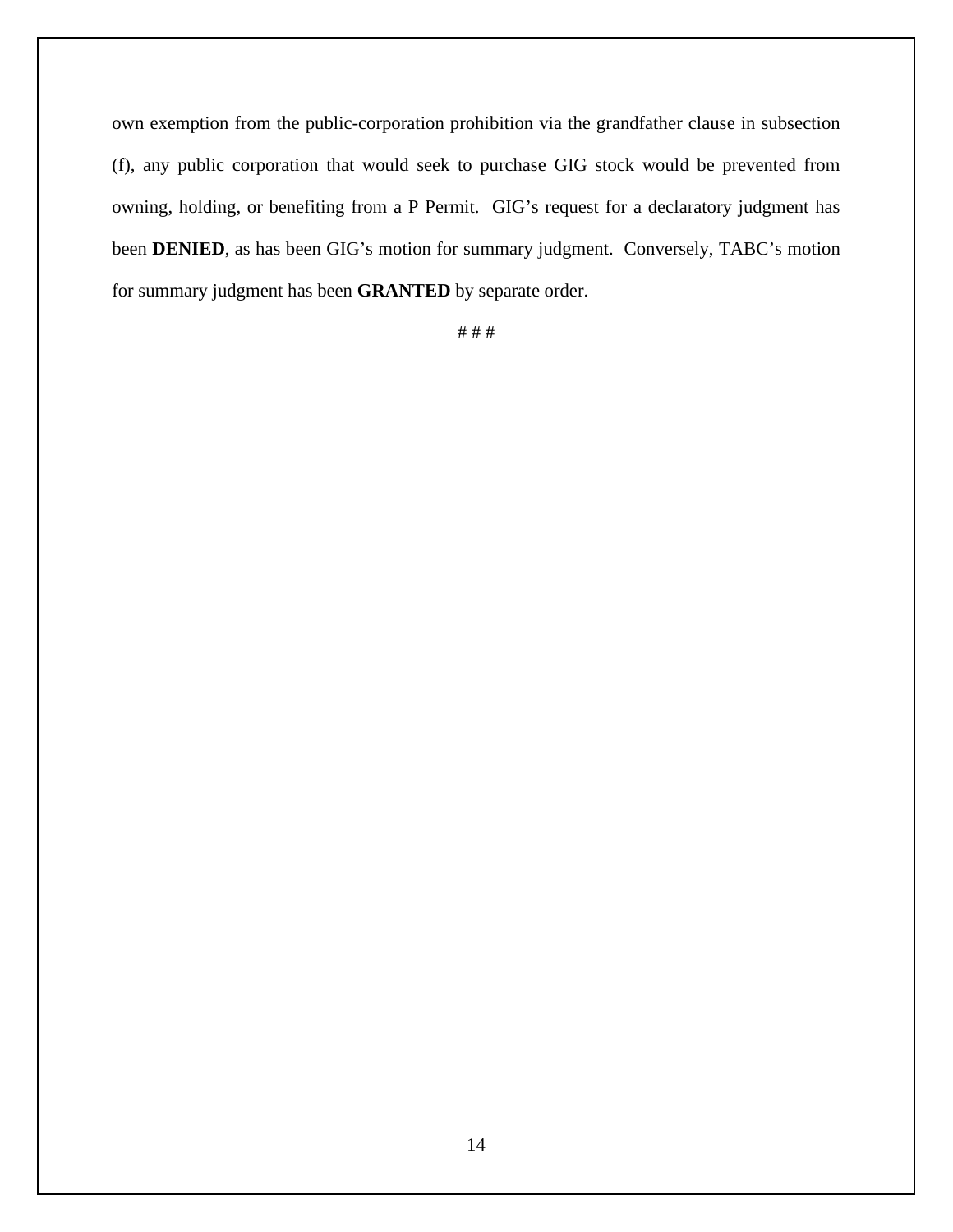own exemption from the public-corporation prohibition via the grandfather clause in subsection (f), any public corporation that would seek to purchase GIG stock would be prevented from owning, holding, or benefiting from a P Permit. GIG's request for a declaratory judgment has been **DENIED**, as has been GIG's motion for summary judgment. Conversely, TABC's motion for summary judgment has been **GRANTED** by separate order.

# # #